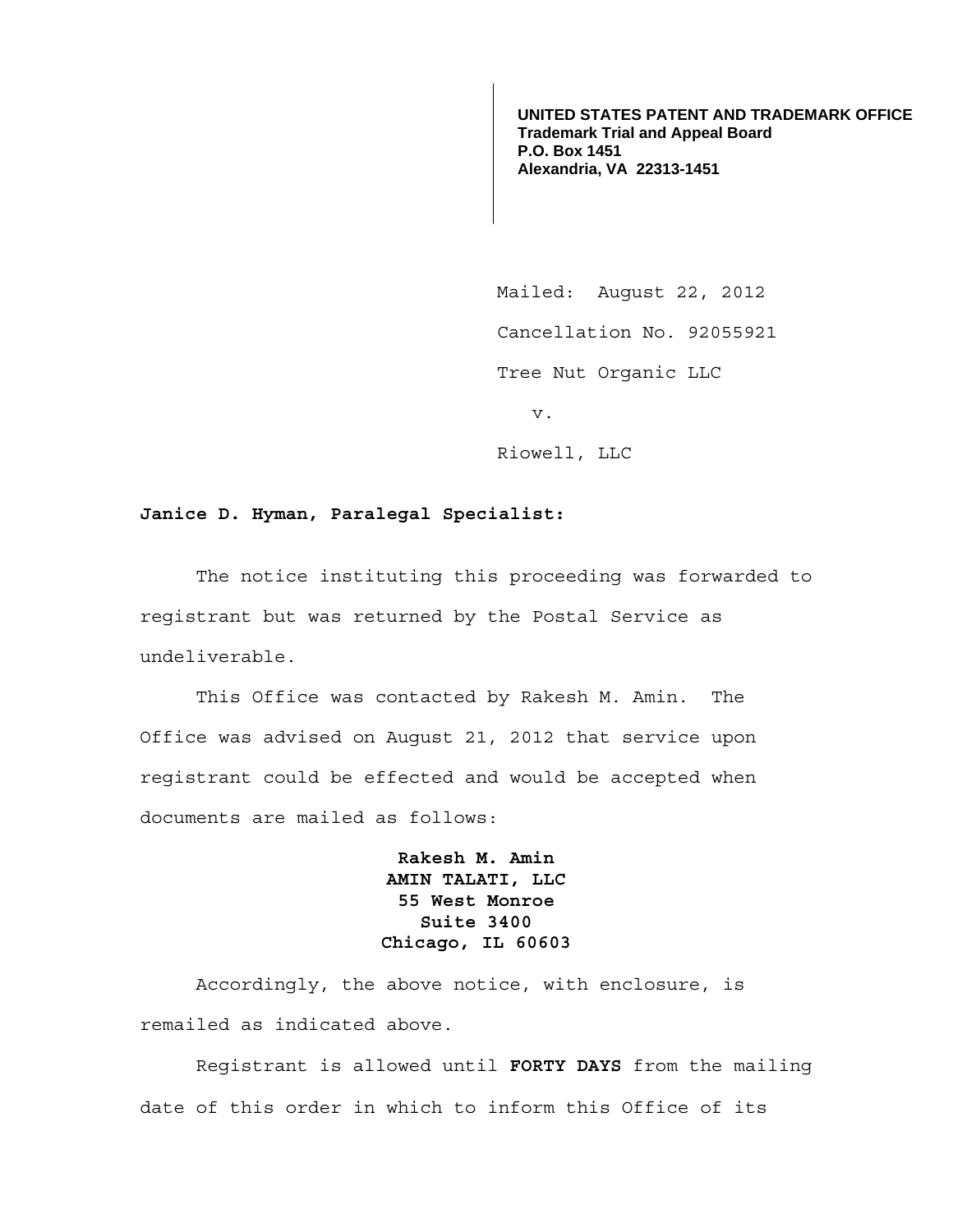**UNITED STATES PATENT AND TRADEMARK OFFICE**
**Trademark Trial and Appeal Board**
**P.O. Box 1451**
**Alexandria, VA 22313-1451**

Mailed: August 22, 2012

Cancellation No. 92055921

Tree Nut Organic LLC

v.

Riowell, LLC

**Janice D. Hyman, Paralegal Specialist:**

The notice instituting this proceeding was forwarded to registrant but was returned by the Postal Service as undeliverable.

This Office was contacted by Rakesh M. Amin. The Office was advised on August 21, 2012 that service upon registrant could be effected and would be accepted when documents are mailed as follows:

**Rakesh M. Amin**
**AMIN TALATI, LLC**
**55 West Monroe**
**Suite 3400**
**Chicago, IL 60603**

Accordingly, the above notice, with enclosure, is remailed as indicated above.

Registrant is allowed until **FORTY DAYS** from the mailing date of this order in which to inform this Office of its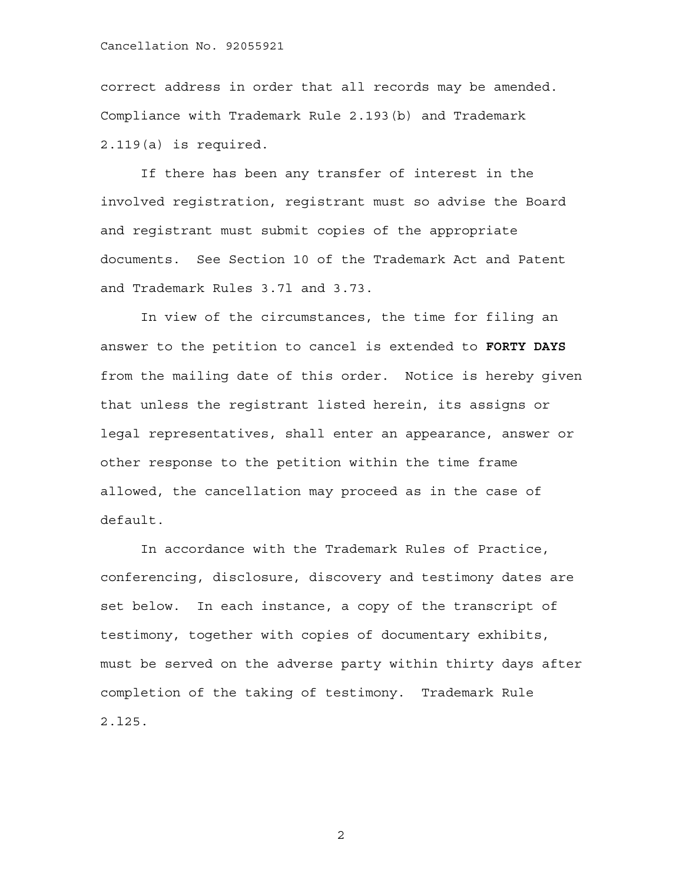correct address in order that all records may be amended. Compliance with Trademark Rule 2.193(b) and Trademark 2.119(a) is required.

If there has been any transfer of interest in the involved registration, registrant must so advise the Board and registrant must submit copies of the appropriate documents. See Section 10 of the Trademark Act and Patent and Trademark Rules 3.7l and 3.73.

In view of the circumstances, the time for filing an answer to the petition to cancel is extended to **FORTY DAYS** from the mailing date of this order. Notice is hereby given that unless the registrant listed herein, its assigns or legal representatives, shall enter an appearance, answer or other response to the petition within the time frame allowed, the cancellation may proceed as in the case of default.

In accordance with the Trademark Rules of Practice, conferencing, disclosure, discovery and testimony dates are set below. In each instance, a copy of the transcript of testimony, together with copies of documentary exhibits, must be served on the adverse party within thirty days after completion of the taking of testimony. Trademark Rule 2.l25.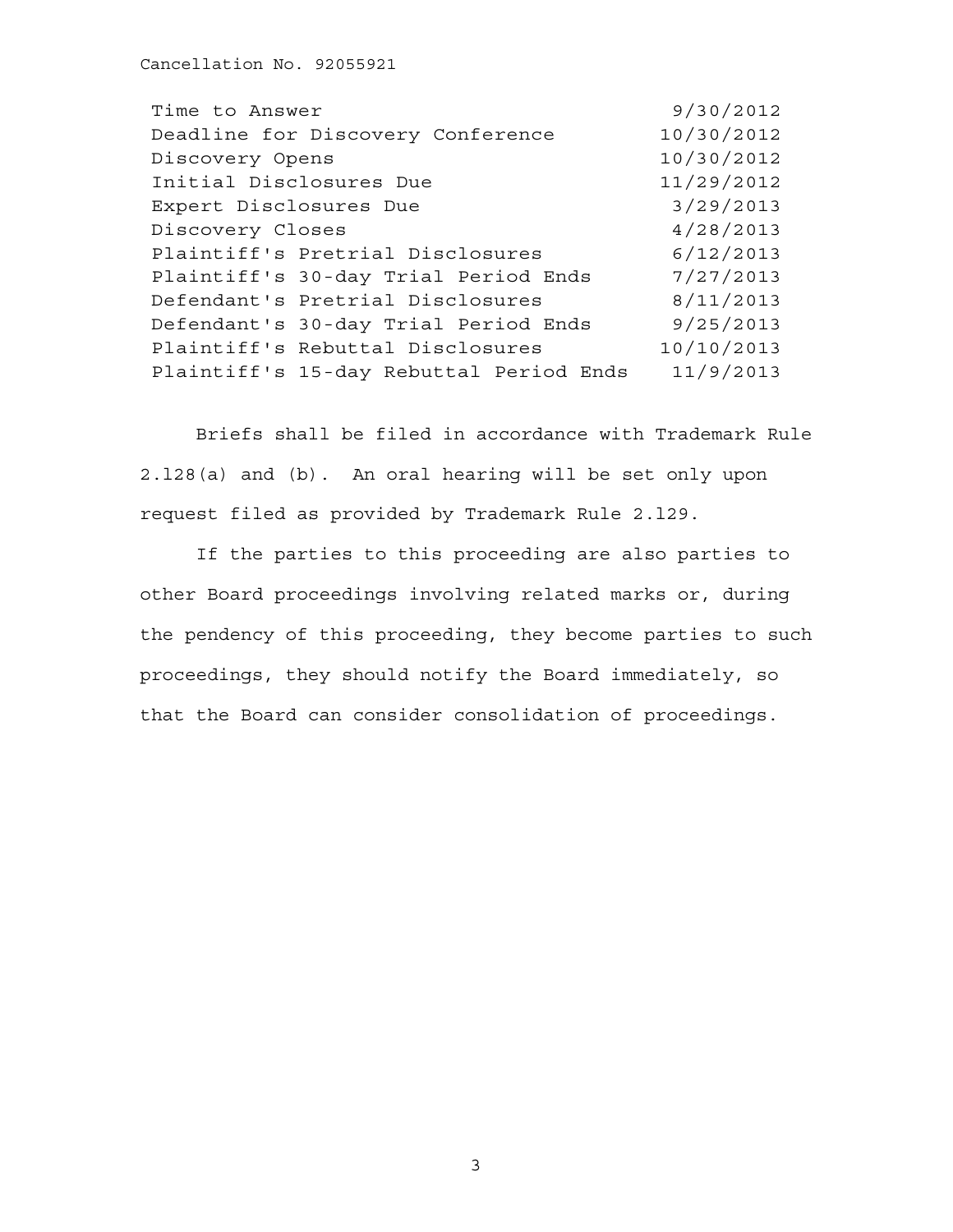Cancellation No. 92055921

| | |
|---|---|
| Time to Answer | 9/30/2012 |
| Deadline for Discovery Conference | 10/30/2012 |
| Discovery Opens | 10/30/2012 |
| Initial Disclosures Due | 11/29/2012 |
| Expert Disclosures Due | 3/29/2013 |
| Discovery Closes | 4/28/2013 |
| Plaintiff's Pretrial Disclosures | 6/12/2013 |
| Plaintiff's 30-day Trial Period Ends | 7/27/2013 |
| Defendant's Pretrial Disclosures | 8/11/2013 |
| Defendant's 30-day Trial Period Ends | 9/25/2013 |
| Plaintiff's Rebuttal Disclosures | 10/10/2013 |
| Plaintiff's 15-day Rebuttal Period Ends | 11/9/2013 |

Briefs shall be filed in accordance with Trademark Rule 2.l28(a) and (b). An oral hearing will be set only upon request filed as provided by Trademark Rule 2.l29.

If the parties to this proceeding are also parties to other Board proceedings involving related marks or, during the pendency of this proceeding, they become parties to such proceedings, they should notify the Board immediately, so that the Board can consider consolidation of proceedings.